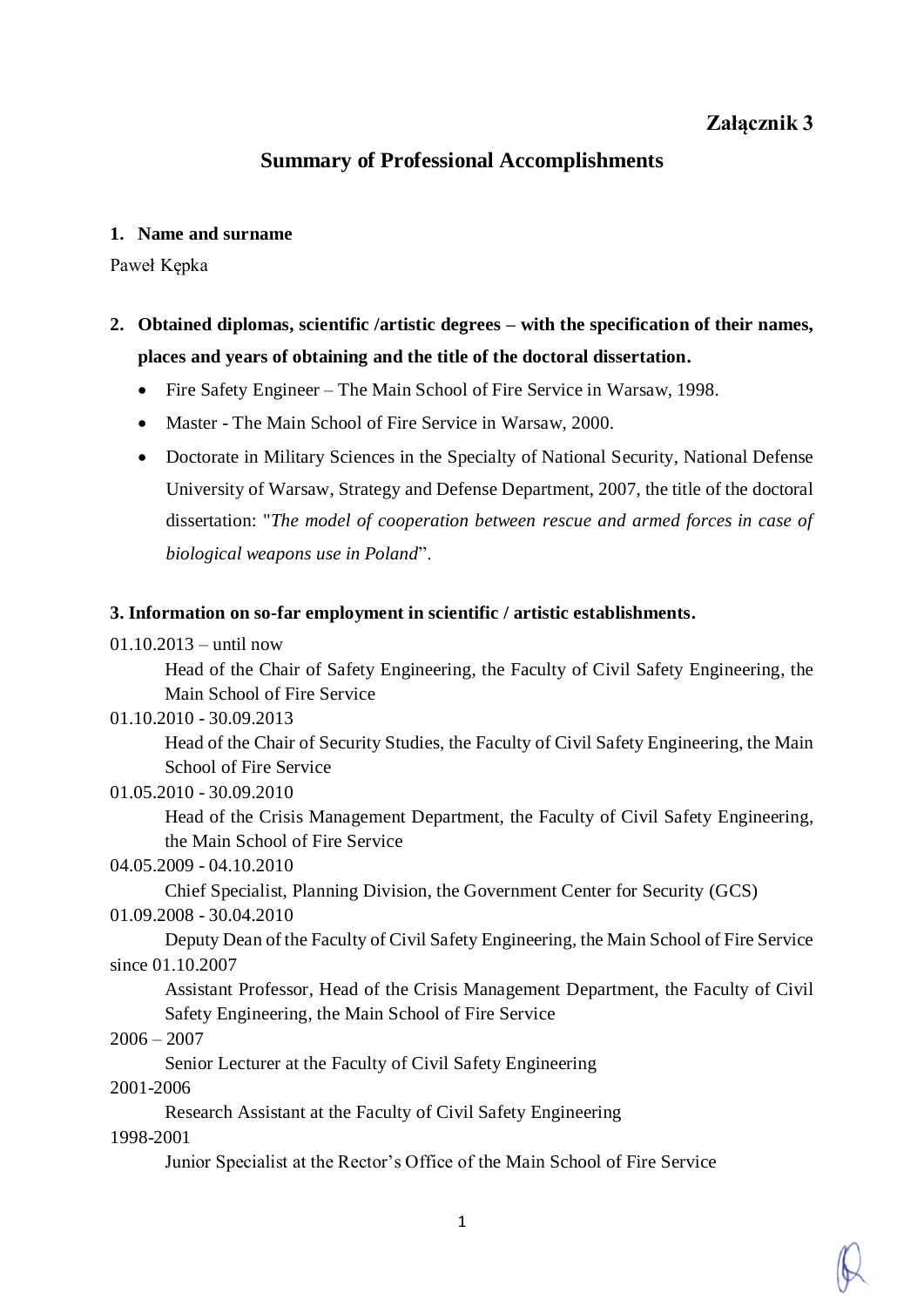**Załącznik 3**

# Summary of Professional Accomplishments

## 1. Name and surname

Paweł Kępka

## 2. Obtained diplomas, scientific /artistic degrees – with the specification of their names, places and years of obtaining and the title of the doctoral dissertation.

- Fire Safety Engineer – The Main School of Fire Service in Warsaw, 1998.
- Master - The Main School of Fire Service in Warsaw, 2000.
- Doctorate in Military Sciences in the Specialty of National Security, National Defense University of Warsaw, Strategy and Defense Department, 2007, the title of the doctoral dissertation: "*The model of cooperation between rescue and armed forces in case of biological weapons use in Poland*".

## 3. Information on so-far employment in scientific / artistic establishments.

01.10.2013 – until now
: Head of the Chair of Safety Engineering, the Faculty of Civil Safety Engineering, the Main School of Fire Service

01.10.2010 - 30.09.2013
: Head of the Chair of Security Studies, the Faculty of Civil Safety Engineering, the Main School of Fire Service

01.05.2010 - 30.09.2010
: Head of the Crisis Management Department, the Faculty of Civil Safety Engineering, the Main School of Fire Service

04.05.2009 - 04.10.2010
: Chief Specialist, Planning Division, the Government Center for Security (GCS)

01.09.2008 - 30.04.2010
: Deputy Dean of the Faculty of Civil Safety Engineering, the Main School of Fire Service

since 01.10.2007
: Assistant Professor, Head of the Crisis Management Department, the Faculty of Civil Safety Engineering, the Main School of Fire Service

2006 – 2007
: Senior Lecturer at the Faculty of Civil Safety Engineering

2001-2006
: Research Assistant at the Faculty of Civil Safety Engineering

1998-2001
: Junior Specialist at the Rector's Office of the Main School of Fire Service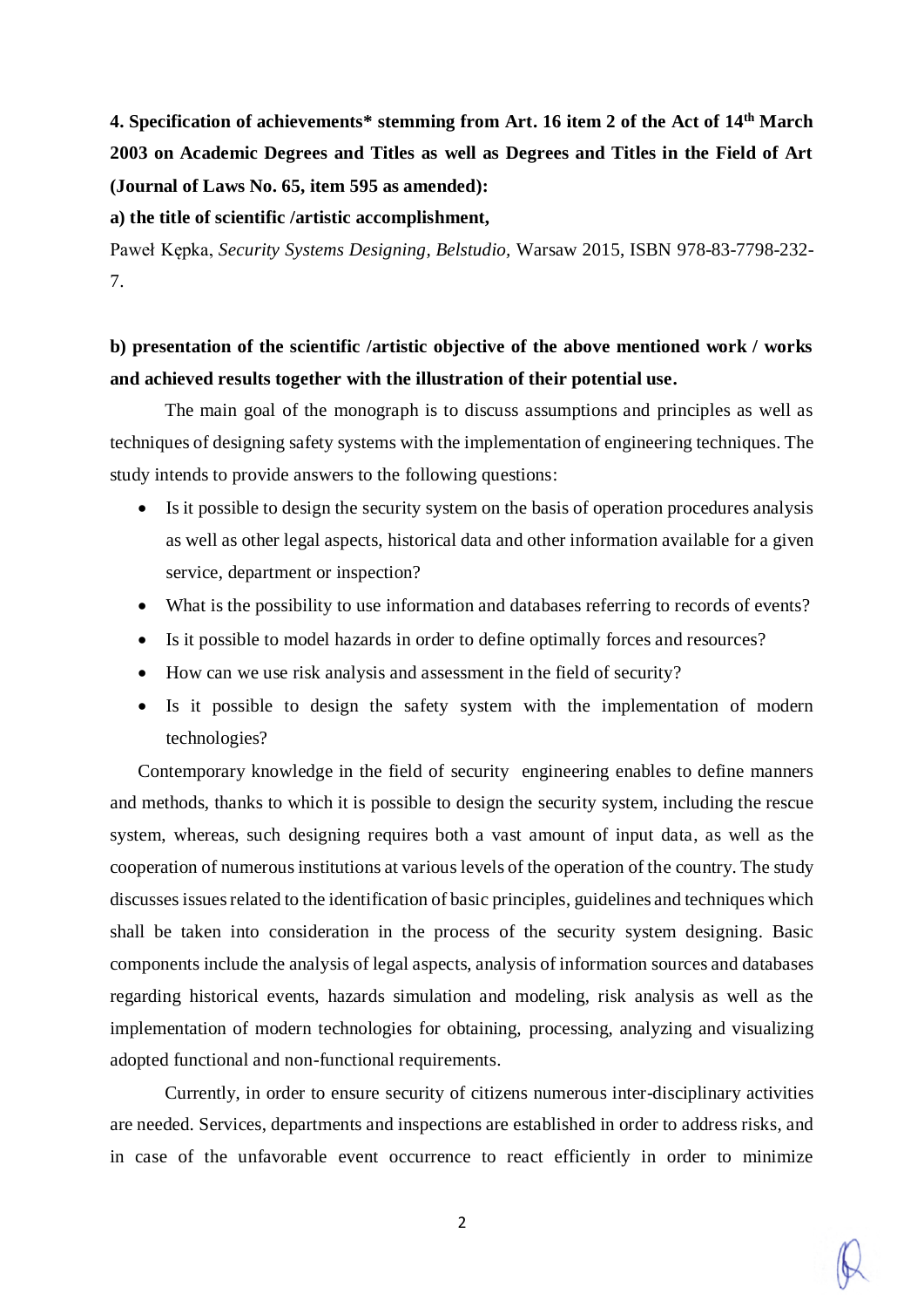**4. Specification of achievements* stemming from Art. 16 item 2 of the Act of 14th March 2003 on Academic Degrees and Titles as well as Degrees and Titles in the Field of Art (Journal of Laws No. 65, item 595 as amended):**

**a) the title of scientific /artistic accomplishment,**

Paweł Kępka, *Security Systems Designing, Belstudio,* Warsaw 2015, ISBN 978-83-7798-232-7.

**b) presentation of the scientific /artistic objective of the above mentioned work / works and achieved results together with the illustration of their potential use.**

The main goal of the monograph is to discuss assumptions and principles as well as techniques of designing safety systems with the implementation of engineering techniques. The study intends to provide answers to the following questions:

- Is it possible to design the security system on the basis of operation procedures analysis as well as other legal aspects, historical data and other information available for a given service, department or inspection?
- What is the possibility to use information and databases referring to records of events?
- Is it possible to model hazards in order to define optimally forces and resources?
- How can we use risk analysis and assessment in the field of security?
- Is it possible to design the safety system with the implementation of modern technologies?

Contemporary knowledge in the field of security engineering enables to define manners and methods, thanks to which it is possible to design the security system, including the rescue system, whereas, such designing requires both a vast amount of input data, as well as the cooperation of numerous institutions at various levels of the operation of the country. The study discusses issues related to the identification of basic principles, guidelines and techniques which shall be taken into consideration in the process of the security system designing. Basic components include the analysis of legal aspects, analysis of information sources and databases regarding historical events, hazards simulation and modeling, risk analysis as well as the implementation of modern technologies for obtaining, processing, analyzing and visualizing adopted functional and non-functional requirements.

Currently, in order to ensure security of citizens numerous inter-disciplinary activities are needed. Services, departments and inspections are established in order to address risks, and in case of the unfavorable event occurrence to react efficiently in order to minimize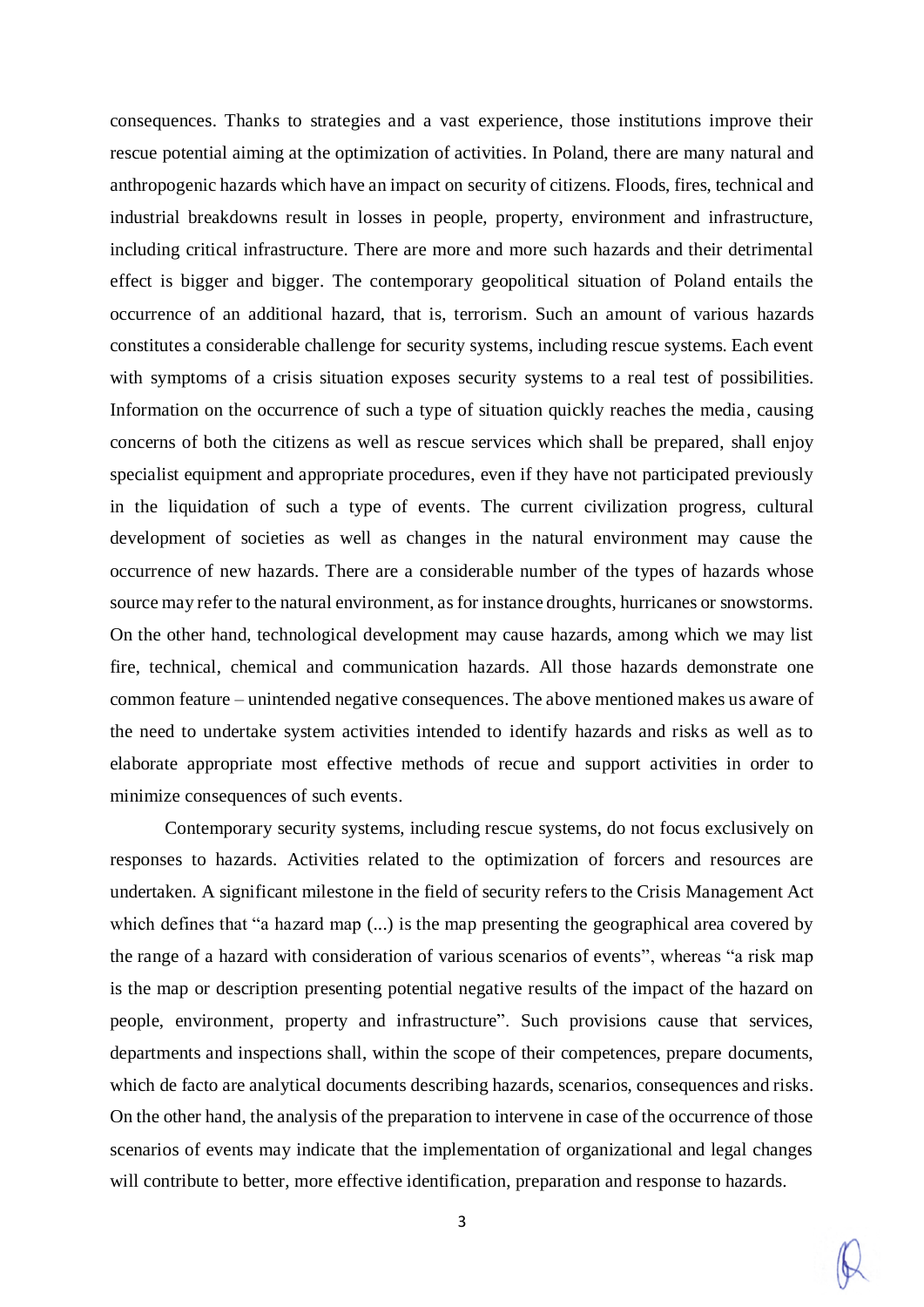consequences. Thanks to strategies and a vast experience, those institutions improve their rescue potential aiming at the optimization of activities. In Poland, there are many natural and anthropogenic hazards which have an impact on security of citizens. Floods, fires, technical and industrial breakdowns result in losses in people, property, environment and infrastructure, including critical infrastructure. There are more and more such hazards and their detrimental effect is bigger and bigger. The contemporary geopolitical situation of Poland entails the occurrence of an additional hazard, that is, terrorism. Such an amount of various hazards constitutes a considerable challenge for security systems, including rescue systems. Each event with symptoms of a crisis situation exposes security systems to a real test of possibilities. Information on the occurrence of such a type of situation quickly reaches the media, causing concerns of both the citizens as well as rescue services which shall be prepared, shall enjoy specialist equipment and appropriate procedures, even if they have not participated previously in the liquidation of such a type of events. The current civilization progress, cultural development of societies as well as changes in the natural environment may cause the occurrence of new hazards. There are a considerable number of the types of hazards whose source may refer to the natural environment, as for instance droughts, hurricanes or snowstorms. On the other hand, technological development may cause hazards, among which we may list fire, technical, chemical and communication hazards. All those hazards demonstrate one common feature – unintended negative consequences. The above mentioned makes us aware of the need to undertake system activities intended to identify hazards and risks as well as to elaborate appropriate most effective methods of recue and support activities in order to minimize consequences of such events.

Contemporary security systems, including rescue systems, do not focus exclusively on responses to hazards. Activities related to the optimization of forcers and resources are undertaken. A significant milestone in the field of security refers to the Crisis Management Act which defines that "a hazard map (...) is the map presenting the geographical area covered by the range of a hazard with consideration of various scenarios of events", whereas "a risk map is the map or description presenting potential negative results of the impact of the hazard on people, environment, property and infrastructure". Such provisions cause that services, departments and inspections shall, within the scope of their competences, prepare documents, which de facto are analytical documents describing hazards, scenarios, consequences and risks. On the other hand, the analysis of the preparation to intervene in case of the occurrence of those scenarios of events may indicate that the implementation of organizational and legal changes will contribute to better, more effective identification, preparation and response to hazards.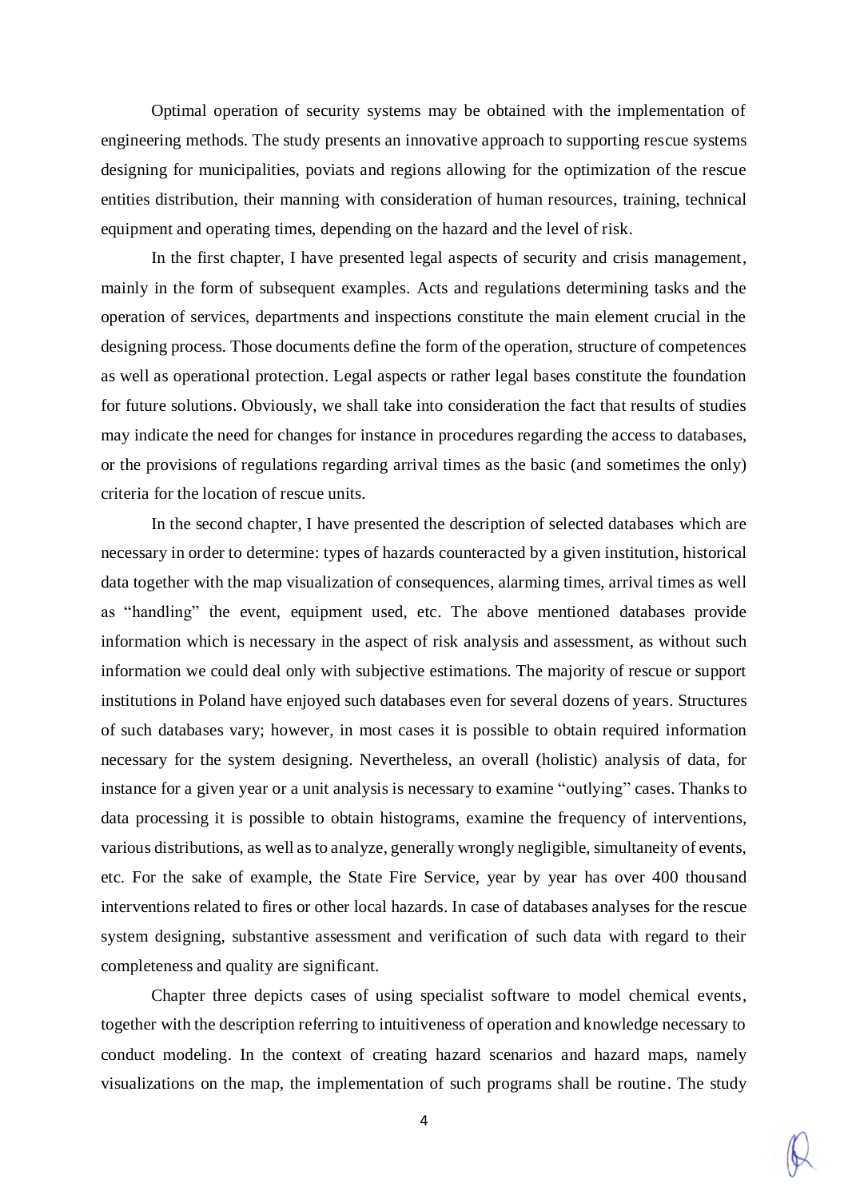Optimal operation of security systems may be obtained with the implementation of engineering methods. The study presents an innovative approach to supporting rescue systems designing for municipalities, poviats and regions allowing for the optimization of the rescue entities distribution, their manning with consideration of human resources, training, technical equipment and operating times, depending on the hazard and the level of risk.

In the first chapter, I have presented legal aspects of security and crisis management, mainly in the form of subsequent examples. Acts and regulations determining tasks and the operation of services, departments and inspections constitute the main element crucial in the designing process. Those documents define the form of the operation, structure of competences as well as operational protection. Legal aspects or rather legal bases constitute the foundation for future solutions. Obviously, we shall take into consideration the fact that results of studies may indicate the need for changes for instance in procedures regarding the access to databases, or the provisions of regulations regarding arrival times as the basic (and sometimes the only) criteria for the location of rescue units.

In the second chapter, I have presented the description of selected databases which are necessary in order to determine: types of hazards counteracted by a given institution, historical data together with the map visualization of consequences, alarming times, arrival times as well as "handling" the event, equipment used, etc. The above mentioned databases provide information which is necessary in the aspect of risk analysis and assessment, as without such information we could deal only with subjective estimations. The majority of rescue or support institutions in Poland have enjoyed such databases even for several dozens of years. Structures of such databases vary; however, in most cases it is possible to obtain required information necessary for the system designing. Nevertheless, an overall (holistic) analysis of data, for instance for a given year or a unit analysis is necessary to examine "outlying" cases. Thanks to data processing it is possible to obtain histograms, examine the frequency of interventions, various distributions, as well as to analyze, generally wrongly negligible, simultaneity of events, etc. For the sake of example, the State Fire Service, year by year has over 400 thousand interventions related to fires or other local hazards. In case of databases analyses for the rescue system designing, substantive assessment and verification of such data with regard to their completeness and quality are significant.

Chapter three depicts cases of using specialist software to model chemical events, together with the description referring to intuitiveness of operation and knowledge necessary to conduct modeling. In the context of creating hazard scenarios and hazard maps, namely visualizations on the map, the implementation of such programs shall be routine. The study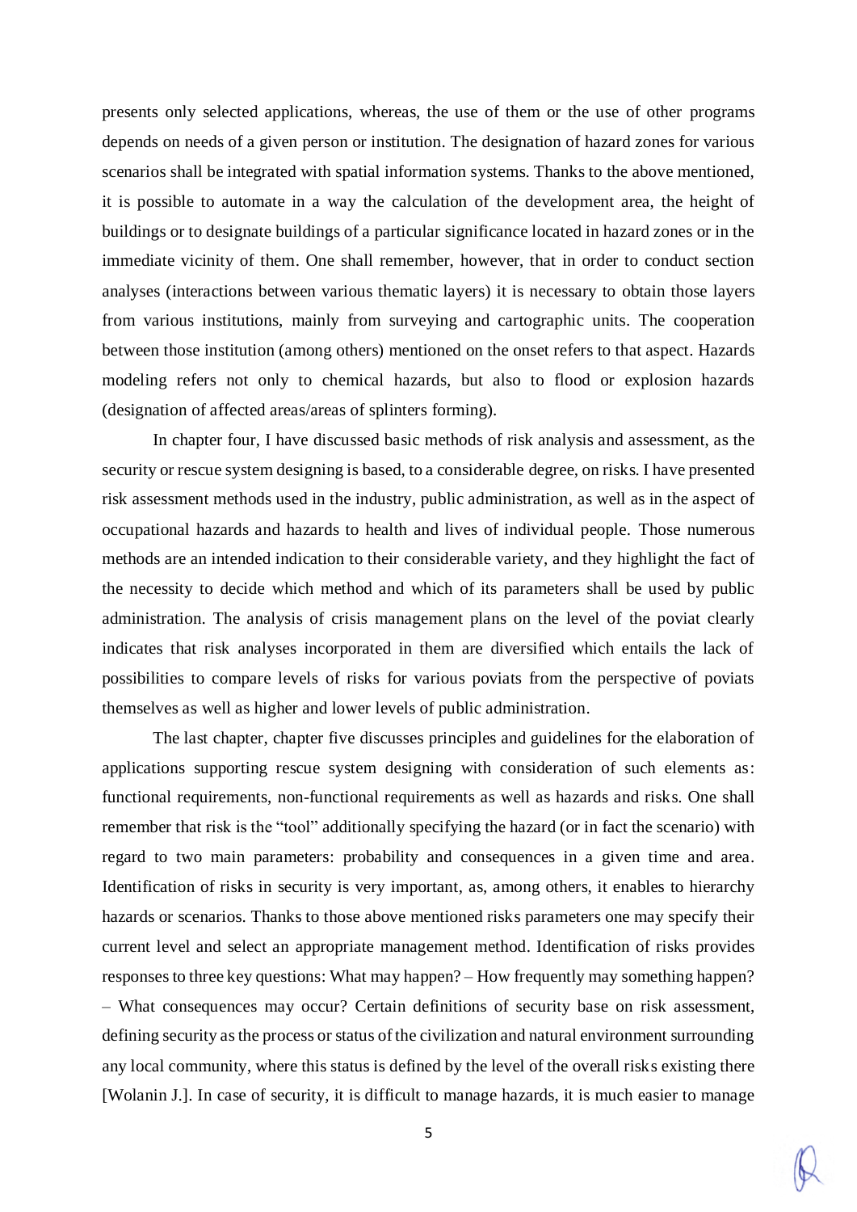presents only selected applications, whereas, the use of them or the use of other programs depends on needs of a given person or institution. The designation of hazard zones for various scenarios shall be integrated with spatial information systems. Thanks to the above mentioned, it is possible to automate in a way the calculation of the development area, the height of buildings or to designate buildings of a particular significance located in hazard zones or in the immediate vicinity of them. One shall remember, however, that in order to conduct section analyses (interactions between various thematic layers) it is necessary to obtain those layers from various institutions, mainly from surveying and cartographic units. The cooperation between those institution (among others) mentioned on the onset refers to that aspect. Hazards modeling refers not only to chemical hazards, but also to flood or explosion hazards (designation of affected areas/areas of splinters forming).

In chapter four, I have discussed basic methods of risk analysis and assessment, as the security or rescue system designing is based, to a considerable degree, on risks. I have presented risk assessment methods used in the industry, public administration, as well as in the aspect of occupational hazards and hazards to health and lives of individual people. Those numerous methods are an intended indication to their considerable variety, and they highlight the fact of the necessity to decide which method and which of its parameters shall be used by public administration. The analysis of crisis management plans on the level of the poviat clearly indicates that risk analyses incorporated in them are diversified which entails the lack of possibilities to compare levels of risks for various poviats from the perspective of poviats themselves as well as higher and lower levels of public administration.

The last chapter, chapter five discusses principles and guidelines for the elaboration of applications supporting rescue system designing with consideration of such elements as: functional requirements, non-functional requirements as well as hazards and risks. One shall remember that risk is the "tool" additionally specifying the hazard (or in fact the scenario) with regard to two main parameters: probability and consequences in a given time and area. Identification of risks in security is very important, as, among others, it enables to hierarchy hazards or scenarios. Thanks to those above mentioned risks parameters one may specify their current level and select an appropriate management method. Identification of risks provides responses to three key questions: What may happen? – How frequently may something happen? – What consequences may occur? Certain definitions of security base on risk assessment, defining security as the process or status of the civilization and natural environment surrounding any local community, where this status is defined by the level of the overall risks existing there [Wolanin J.]. In case of security, it is difficult to manage hazards, it is much easier to manage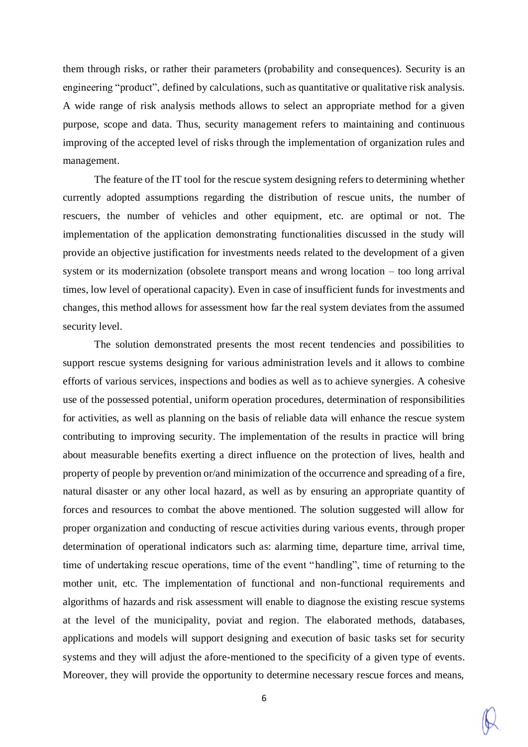them through risks, or rather their parameters (probability and consequences). Security is an engineering "product", defined by calculations, such as quantitative or qualitative risk analysis. A wide range of risk analysis methods allows to select an appropriate method for a given purpose, scope and data. Thus, security management refers to maintaining and continuous improving of the accepted level of risks through the implementation of organization rules and management.

The feature of the IT tool for the rescue system designing refers to determining whether currently adopted assumptions regarding the distribution of rescue units, the number of rescuers, the number of vehicles and other equipment, etc. are optimal or not. The implementation of the application demonstrating functionalities discussed in the study will provide an objective justification for investments needs related to the development of a given system or its modernization (obsolete transport means and wrong location – too long arrival times, low level of operational capacity). Even in case of insufficient funds for investments and changes, this method allows for assessment how far the real system deviates from the assumed security level.

The solution demonstrated presents the most recent tendencies and possibilities to support rescue systems designing for various administration levels and it allows to combine efforts of various services, inspections and bodies as well as to achieve synergies. A cohesive use of the possessed potential, uniform operation procedures, determination of responsibilities for activities, as well as planning on the basis of reliable data will enhance the rescue system contributing to improving security. The implementation of the results in practice will bring about measurable benefits exerting a direct influence on the protection of lives, health and property of people by prevention or/and minimization of the occurrence and spreading of a fire, natural disaster or any other local hazard, as well as by ensuring an appropriate quantity of forces and resources to combat the above mentioned. The solution suggested will allow for proper organization and conducting of rescue activities during various events, through proper determination of operational indicators such as: alarming time, departure time, arrival time, time of undertaking rescue operations, time of the event "handling", time of returning to the mother unit, etc. The implementation of functional and non-functional requirements and algorithms of hazards and risk assessment will enable to diagnose the existing rescue systems at the level of the municipality, poviat and region. The elaborated methods, databases, applications and models will support designing and execution of basic tasks set for security systems and they will adjust the afore-mentioned to the specificity of a given type of events. Moreover, they will provide the opportunity to determine necessary rescue forces and means,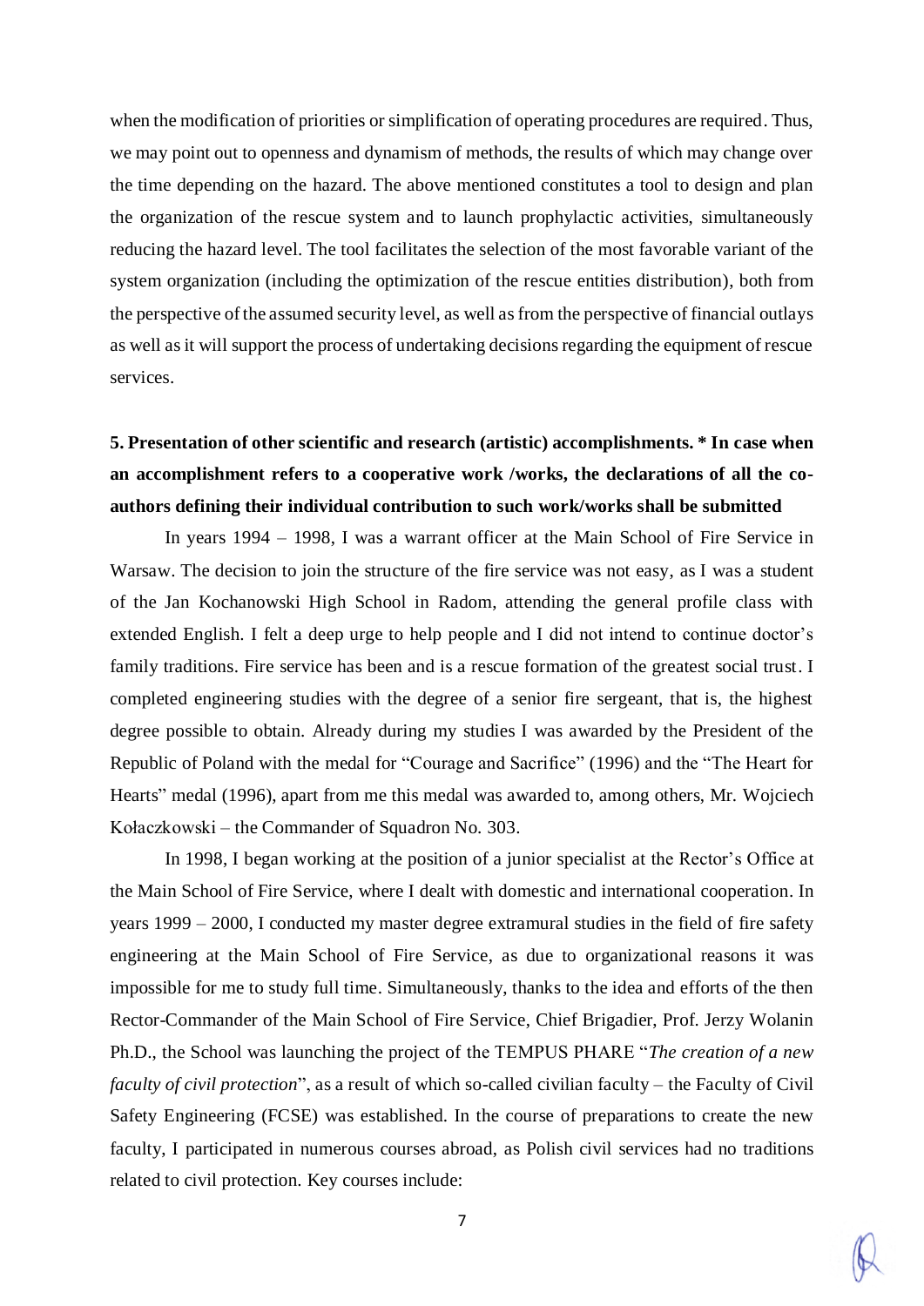when the modification of priorities or simplification of operating procedures are required. Thus, we may point out to openness and dynamism of methods, the results of which may change over the time depending on the hazard. The above mentioned constitutes a tool to design and plan the organization of the rescue system and to launch prophylactic activities, simultaneously reducing the hazard level. The tool facilitates the selection of the most favorable variant of the system organization (including the optimization of the rescue entities distribution), both from the perspective of the assumed security level, as well as from the perspective of financial outlays as well as it will support the process of undertaking decisions regarding the equipment of rescue services.

**5. Presentation of other scientific and research (artistic) accomplishments. * In case when an accomplishment refers to a cooperative work /works, the declarations of all the co-authors defining their individual contribution to such work/works shall be submitted**

In years 1994 – 1998, I was a warrant officer at the Main School of Fire Service in Warsaw. The decision to join the structure of the fire service was not easy, as I was a student of the Jan Kochanowski High School in Radom, attending the general profile class with extended English. I felt a deep urge to help people and I did not intend to continue doctor's family traditions. Fire service has been and is a rescue formation of the greatest social trust. I completed engineering studies with the degree of a senior fire sergeant, that is, the highest degree possible to obtain. Already during my studies I was awarded by the President of the Republic of Poland with the medal for "Courage and Sacrifice" (1996) and the "The Heart for Hearts" medal (1996), apart from me this medal was awarded to, among others, Mr. Wojciech Kołaczkowski – the Commander of Squadron No. 303.

In 1998, I began working at the position of a junior specialist at the Rector's Office at the Main School of Fire Service, where I dealt with domestic and international cooperation. In years 1999 – 2000, I conducted my master degree extramural studies in the field of fire safety engineering at the Main School of Fire Service, as due to organizational reasons it was impossible for me to study full time. Simultaneously, thanks to the idea and efforts of the then Rector-Commander of the Main School of Fire Service, Chief Brigadier, Prof. Jerzy Wolanin Ph.D., the School was launching the project of the TEMPUS PHARE "*The creation of a new faculty of civil protection*", as a result of which so-called civilian faculty – the Faculty of Civil Safety Engineering (FCSE) was established. In the course of preparations to create the new faculty, I participated in numerous courses abroad, as Polish civil services had no traditions related to civil protection. Key courses include: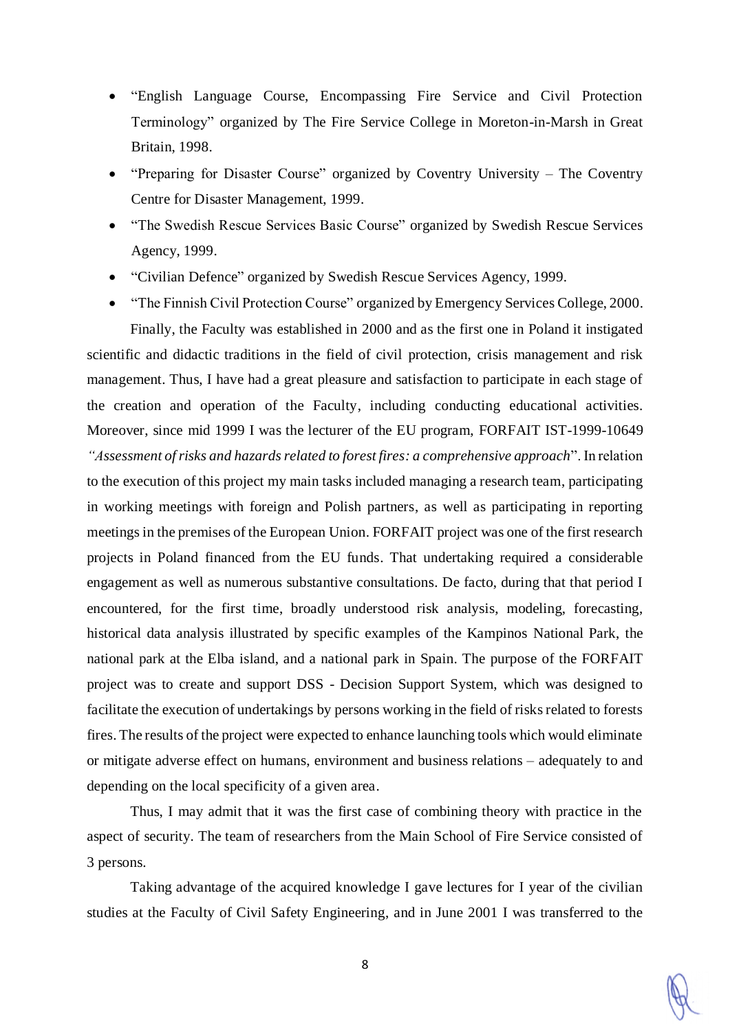- "English Language Course, Encompassing Fire Service and Civil Protection Terminology" organized by The Fire Service College in Moreton-in-Marsh in Great Britain, 1998.
- "Preparing for Disaster Course" organized by Coventry University – The Coventry Centre for Disaster Management, 1999.
- "The Swedish Rescue Services Basic Course" organized by Swedish Rescue Services Agency, 1999.
- "Civilian Defence" organized by Swedish Rescue Services Agency, 1999.
- "The Finnish Civil Protection Course" organized by Emergency Services College, 2000.

Finally, the Faculty was established in 2000 and as the first one in Poland it instigated scientific and didactic traditions in the field of civil protection, crisis management and risk management. Thus, I have had a great pleasure and satisfaction to participate in each stage of the creation and operation of the Faculty, including conducting educational activities. Moreover, since mid 1999 I was the lecturer of the EU program, FORFAIT IST-1999-10649 *"Assessment of risks and hazards related to forest fires: a comprehensive approach*". In relation to the execution of this project my main tasks included managing a research team, participating in working meetings with foreign and Polish partners, as well as participating in reporting meetings in the premises of the European Union. FORFAIT project was one of the first research projects in Poland financed from the EU funds. That undertaking required a considerable engagement as well as numerous substantive consultations. De facto, during that that period I encountered, for the first time, broadly understood risk analysis, modeling, forecasting, historical data analysis illustrated by specific examples of the Kampinos National Park, the national park at the Elba island, and a national park in Spain. The purpose of the FORFAIT project was to create and support DSS - Decision Support System, which was designed to facilitate the execution of undertakings by persons working in the field of risks related to forests fires. The results of the project were expected to enhance launching tools which would eliminate or mitigate adverse effect on humans, environment and business relations – adequately to and depending on the local specificity of a given area.

Thus, I may admit that it was the first case of combining theory with practice in the aspect of security. The team of researchers from the Main School of Fire Service consisted of 3 persons.

Taking advantage of the acquired knowledge I gave lectures for I year of the civilian studies at the Faculty of Civil Safety Engineering, and in June 2001 I was transferred to the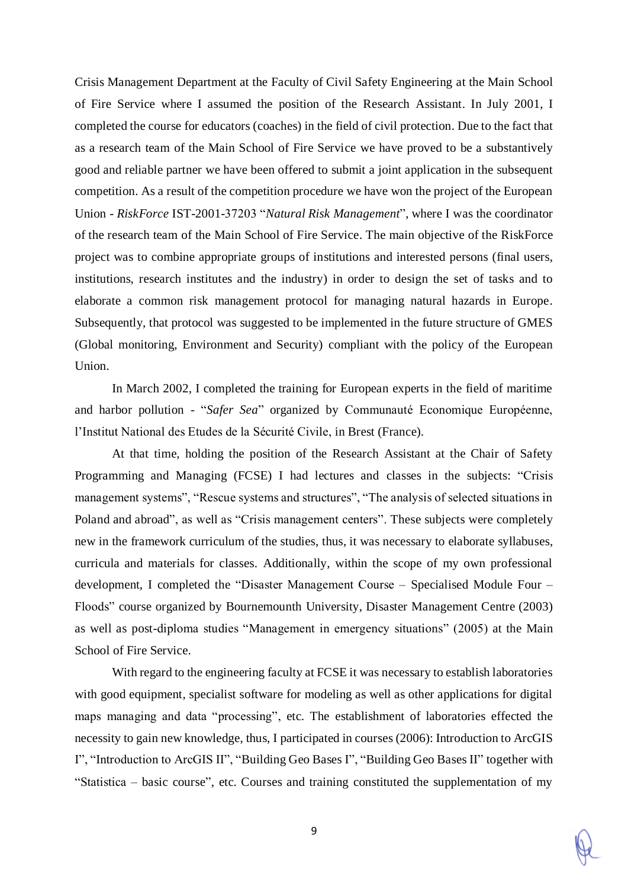Crisis Management Department at the Faculty of Civil Safety Engineering at the Main School of Fire Service where I assumed the position of the Research Assistant. In July 2001, I completed the course for educators (coaches) in the field of civil protection. Due to the fact that as a research team of the Main School of Fire Service we have proved to be a substantively good and reliable partner we have been offered to submit a joint application in the subsequent competition. As a result of the competition procedure we have won the project of the European Union - *RiskForce* IST-2001-37203 "*Natural Risk Management*", where I was the coordinator of the research team of the Main School of Fire Service. The main objective of the RiskForce project was to combine appropriate groups of institutions and interested persons (final users, institutions, research institutes and the industry) in order to design the set of tasks and to elaborate a common risk management protocol for managing natural hazards in Europe. Subsequently, that protocol was suggested to be implemented in the future structure of GMES (Global monitoring, Environment and Security) compliant with the policy of the European Union.

In March 2002, I completed the training for European experts in the field of maritime and harbor pollution - "*Safer Sea*" organized by Communauté Economique Européenne, l'Institut National des Etudes de la Sécurité Civile, in Brest (France).

At that time, holding the position of the Research Assistant at the Chair of Safety Programming and Managing (FCSE) I had lectures and classes in the subjects: "Crisis management systems", "Rescue systems and structures", "The analysis of selected situations in Poland and abroad", as well as "Crisis management centers". These subjects were completely new in the framework curriculum of the studies, thus, it was necessary to elaborate syllabuses, curricula and materials for classes. Additionally, within the scope of my own professional development, I completed the "Disaster Management Course – Specialised Module Four – Floods" course organized by Bournemouth University, Disaster Management Centre (2003) as well as post-diploma studies "Management in emergency situations" (2005) at the Main School of Fire Service.

With regard to the engineering faculty at FCSE it was necessary to establish laboratories with good equipment, specialist software for modeling as well as other applications for digital maps managing and data "processing", etc. The establishment of laboratories effected the necessity to gain new knowledge, thus, I participated in courses (2006): Introduction to ArcGIS I", "Introduction to ArcGIS II", "Building Geo Bases I", "Building Geo Bases II" together with "Statistica – basic course", etc. Courses and training constituted the supplementation of my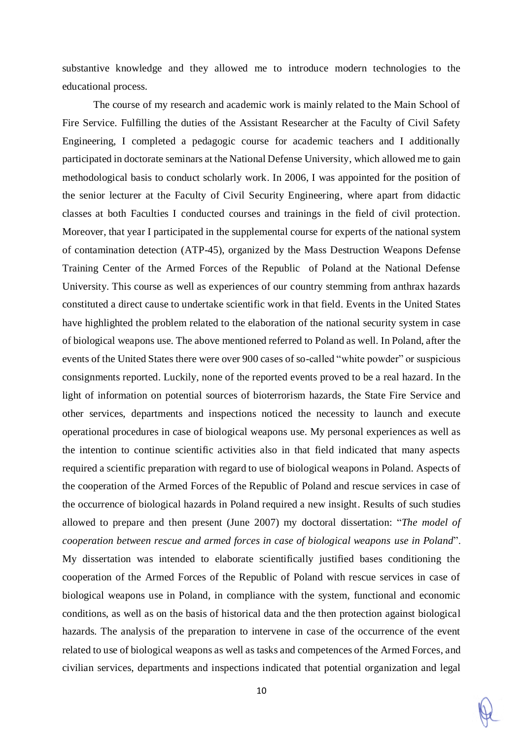substantive knowledge and they allowed me to introduce modern technologies to the educational process.

The course of my research and academic work is mainly related to the Main School of Fire Service. Fulfilling the duties of the Assistant Researcher at the Faculty of Civil Safety Engineering, I completed a pedagogic course for academic teachers and I additionally participated in doctorate seminars at the National Defense University, which allowed me to gain methodological basis to conduct scholarly work. In 2006, I was appointed for the position of the senior lecturer at the Faculty of Civil Security Engineering, where apart from didactic classes at both Faculties I conducted courses and trainings in the field of civil protection. Moreover, that year I participated in the supplemental course for experts of the national system of contamination detection (ATP-45), organized by the Mass Destruction Weapons Defense Training Center of the Armed Forces of the Republic of Poland at the National Defense University. This course as well as experiences of our country stemming from anthrax hazards constituted a direct cause to undertake scientific work in that field. Events in the United States have highlighted the problem related to the elaboration of the national security system in case of biological weapons use. The above mentioned referred to Poland as well. In Poland, after the events of the United States there were over 900 cases of so-called "white powder" or suspicious consignments reported. Luckily, none of the reported events proved to be a real hazard. In the light of information on potential sources of bioterrorism hazards, the State Fire Service and other services, departments and inspections noticed the necessity to launch and execute operational procedures in case of biological weapons use. My personal experiences as well as the intention to continue scientific activities also in that field indicated that many aspects required a scientific preparation with regard to use of biological weapons in Poland. Aspects of the cooperation of the Armed Forces of the Republic of Poland and rescue services in case of the occurrence of biological hazards in Poland required a new insight. Results of such studies allowed to prepare and then present (June 2007) my doctoral dissertation: "*The model of cooperation between rescue and armed forces in case of biological weapons use in Poland*". My dissertation was intended to elaborate scientifically justified bases conditioning the cooperation of the Armed Forces of the Republic of Poland with rescue services in case of biological weapons use in Poland, in compliance with the system, functional and economic conditions, as well as on the basis of historical data and the then protection against biological hazards. The analysis of the preparation to intervene in case of the occurrence of the event related to use of biological weapons as well as tasks and competences of the Armed Forces, and civilian services, departments and inspections indicated that potential organization and legal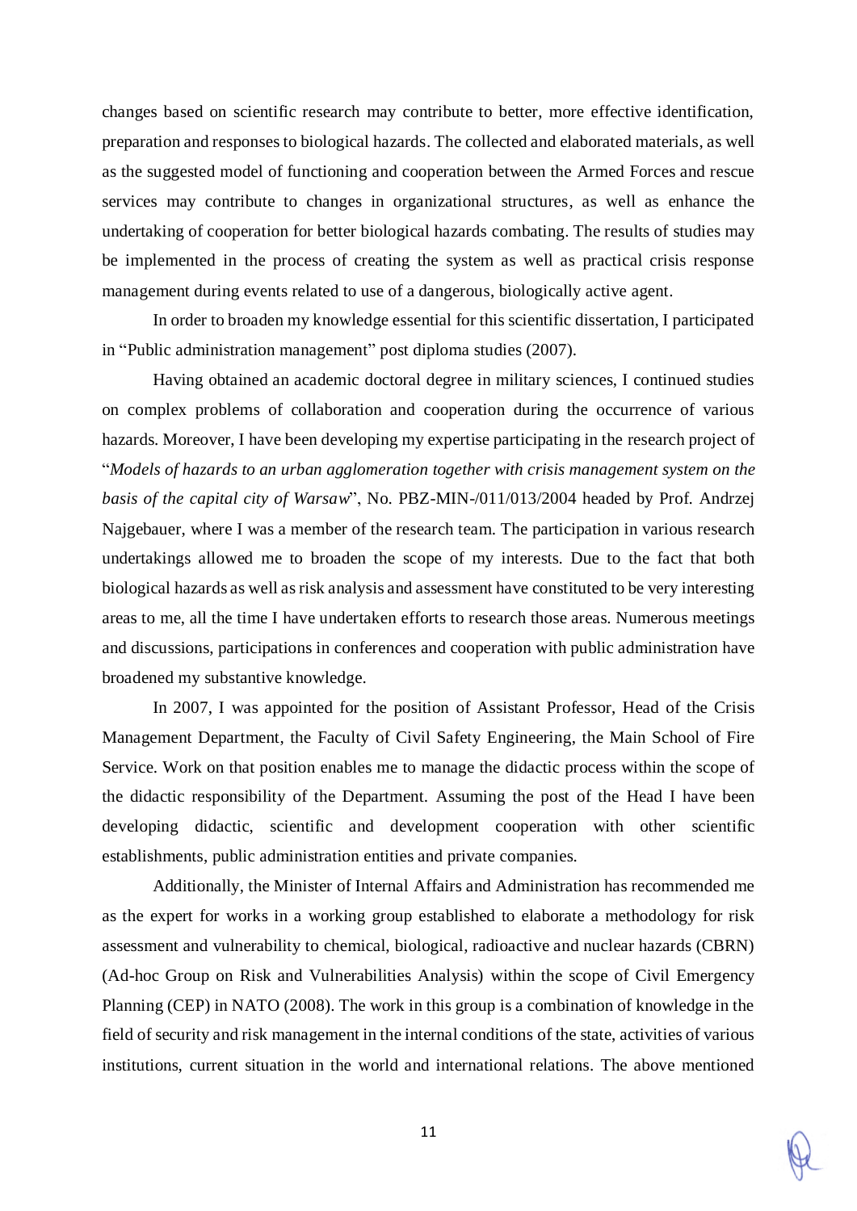changes based on scientific research may contribute to better, more effective identification, preparation and responses to biological hazards. The collected and elaborated materials, as well as the suggested model of functioning and cooperation between the Armed Forces and rescue services may contribute to changes in organizational structures, as well as enhance the undertaking of cooperation for better biological hazards combating. The results of studies may be implemented in the process of creating the system as well as practical crisis response management during events related to use of a dangerous, biologically active agent.

In order to broaden my knowledge essential for this scientific dissertation, I participated in "Public administration management" post diploma studies (2007).

Having obtained an academic doctoral degree in military sciences, I continued studies on complex problems of collaboration and cooperation during the occurrence of various hazards. Moreover, I have been developing my expertise participating in the research project of "*Models of hazards to an urban agglomeration together with crisis management system on the basis of the capital city of Warsaw*", No. PBZ-MIN-/011/013/2004 headed by Prof. Andrzej Najgebauer, where I was a member of the research team. The participation in various research undertakings allowed me to broaden the scope of my interests. Due to the fact that both biological hazards as well as risk analysis and assessment have constituted to be very interesting areas to me, all the time I have undertaken efforts to research those areas. Numerous meetings and discussions, participations in conferences and cooperation with public administration have broadened my substantive knowledge.

In 2007, I was appointed for the position of Assistant Professor, Head of the Crisis Management Department, the Faculty of Civil Safety Engineering, the Main School of Fire Service. Work on that position enables me to manage the didactic process within the scope of the didactic responsibility of the Department. Assuming the post of the Head I have been developing didactic, scientific and development cooperation with other scientific establishments, public administration entities and private companies.

Additionally, the Minister of Internal Affairs and Administration has recommended me as the expert for works in a working group established to elaborate a methodology for risk assessment and vulnerability to chemical, biological, radioactive and nuclear hazards (CBRN) (Ad-hoc Group on Risk and Vulnerabilities Analysis) within the scope of Civil Emergency Planning (CEP) in NATO (2008). The work in this group is a combination of knowledge in the field of security and risk management in the internal conditions of the state, activities of various institutions, current situation in the world and international relations. The above mentioned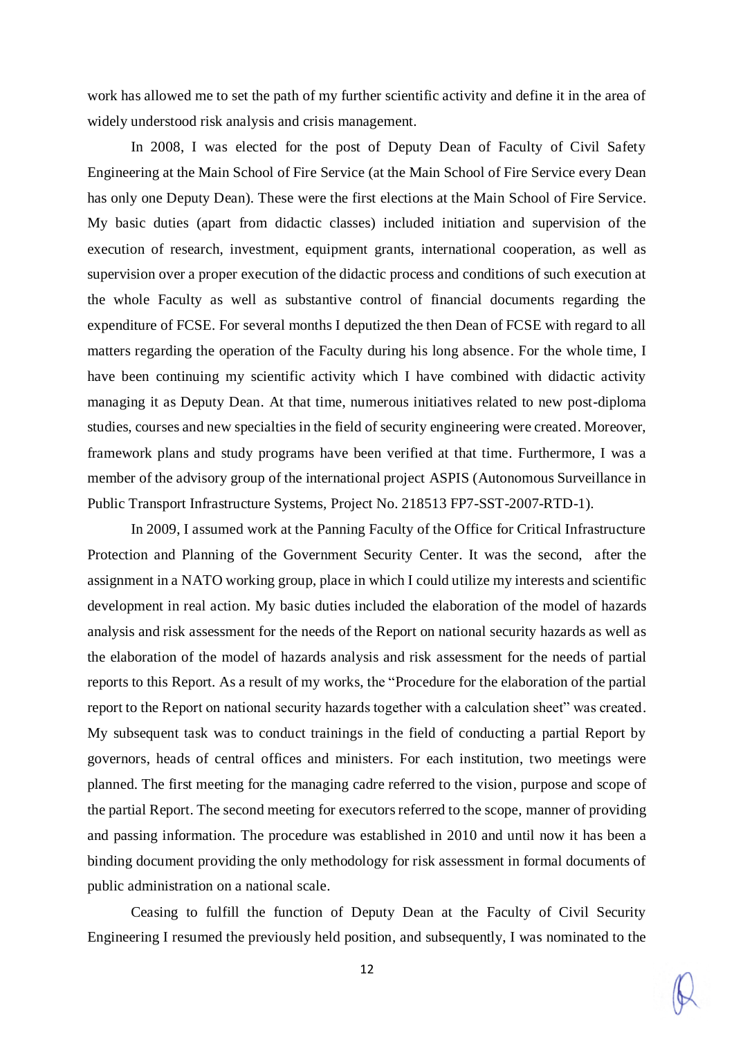work has allowed me to set the path of my further scientific activity and define it in the area of widely understood risk analysis and crisis management.

In 2008, I was elected for the post of Deputy Dean of Faculty of Civil Safety Engineering at the Main School of Fire Service (at the Main School of Fire Service every Dean has only one Deputy Dean). These were the first elections at the Main School of Fire Service. My basic duties (apart from didactic classes) included initiation and supervision of the execution of research, investment, equipment grants, international cooperation, as well as supervision over a proper execution of the didactic process and conditions of such execution at the whole Faculty as well as substantive control of financial documents regarding the expenditure of FCSE. For several months I deputized the then Dean of FCSE with regard to all matters regarding the operation of the Faculty during his long absence. For the whole time, I have been continuing my scientific activity which I have combined with didactic activity managing it as Deputy Dean. At that time, numerous initiatives related to new post-diploma studies, courses and new specialties in the field of security engineering were created. Moreover, framework plans and study programs have been verified at that time. Furthermore, I was a member of the advisory group of the international project ASPIS (Autonomous Surveillance in Public Transport Infrastructure Systems, Project No. 218513 FP7-SST-2007-RTD-1).

In 2009, I assumed work at the Panning Faculty of the Office for Critical Infrastructure Protection and Planning of the Government Security Center. It was the second, after the assignment in a NATO working group, place in which I could utilize my interests and scientific development in real action. My basic duties included the elaboration of the model of hazards analysis and risk assessment for the needs of the Report on national security hazards as well as the elaboration of the model of hazards analysis and risk assessment for the needs of partial reports to this Report. As a result of my works, the "Procedure for the elaboration of the partial report to the Report on national security hazards together with a calculation sheet" was created. My subsequent task was to conduct trainings in the field of conducting a partial Report by governors, heads of central offices and ministers. For each institution, two meetings were planned. The first meeting for the managing cadre referred to the vision, purpose and scope of the partial Report. The second meeting for executors referred to the scope, manner of providing and passing information. The procedure was established in 2010 and until now it has been a binding document providing the only methodology for risk assessment in formal documents of public administration on a national scale.

Ceasing to fulfill the function of Deputy Dean at the Faculty of Civil Security Engineering I resumed the previously held position, and subsequently, I was nominated to the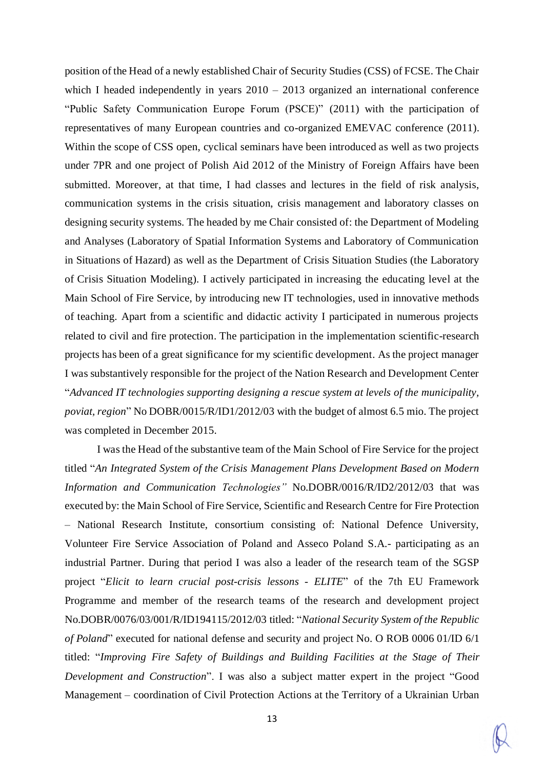position of the Head of a newly established Chair of Security Studies (CSS) of FCSE. The Chair which I headed independently in years 2010 – 2013 organized an international conference "Public Safety Communication Europe Forum (PSCE)" (2011) with the participation of representatives of many European countries and co-organized EMEVAC conference (2011). Within the scope of CSS open, cyclical seminars have been introduced as well as two projects under 7PR and one project of Polish Aid 2012 of the Ministry of Foreign Affairs have been submitted. Moreover, at that time, I had classes and lectures in the field of risk analysis, communication systems in the crisis situation, crisis management and laboratory classes on designing security systems. The headed by me Chair consisted of: the Department of Modeling and Analyses (Laboratory of Spatial Information Systems and Laboratory of Communication in Situations of Hazard) as well as the Department of Crisis Situation Studies (the Laboratory of Crisis Situation Modeling). I actively participated in increasing the educating level at the Main School of Fire Service, by introducing new IT technologies, used in innovative methods of teaching. Apart from a scientific and didactic activity I participated in numerous projects related to civil and fire protection. The participation in the implementation scientific-research projects has been of a great significance for my scientific development. As the project manager I was substantively responsible for the project of the Nation Research and Development Center "*Advanced IT technologies supporting designing a rescue system at levels of the municipality, poviat, region*" No DOBR/0015/R/ID1/2012/03 with the budget of almost 6.5 mio. The project was completed in December 2015.

I was the Head of the substantive team of the Main School of Fire Service for the project titled "*An Integrated System of the Crisis Management Plans Development Based on Modern Information and Communication Technologies"* No.DOBR/0016/R/ID2/2012/03 that was executed by: the Main School of Fire Service, Scientific and Research Centre for Fire Protection – National Research Institute, consortium consisting of: National Defence University, Volunteer Fire Service Association of Poland and Asseco Poland S.A.- participating as an industrial Partner. During that period I was also a leader of the research team of the SGSP project "*Elicit to learn crucial post-crisis lessons - ELITE*" of the 7th EU Framework Programme and member of the research teams of the research and development project No.DOBR/0076/03/001/R/ID194115/2012/03 titled: "*National Security System of the Republic of Poland*" executed for national defense and security and project No. O ROB 0006 01/ID 6/1 titled: "*Improving Fire Safety of Buildings and Building Facilities at the Stage of Their Development and Construction*". I was also a subject matter expert in the project "Good Management – coordination of Civil Protection Actions at the Territory of a Ukrainian Urban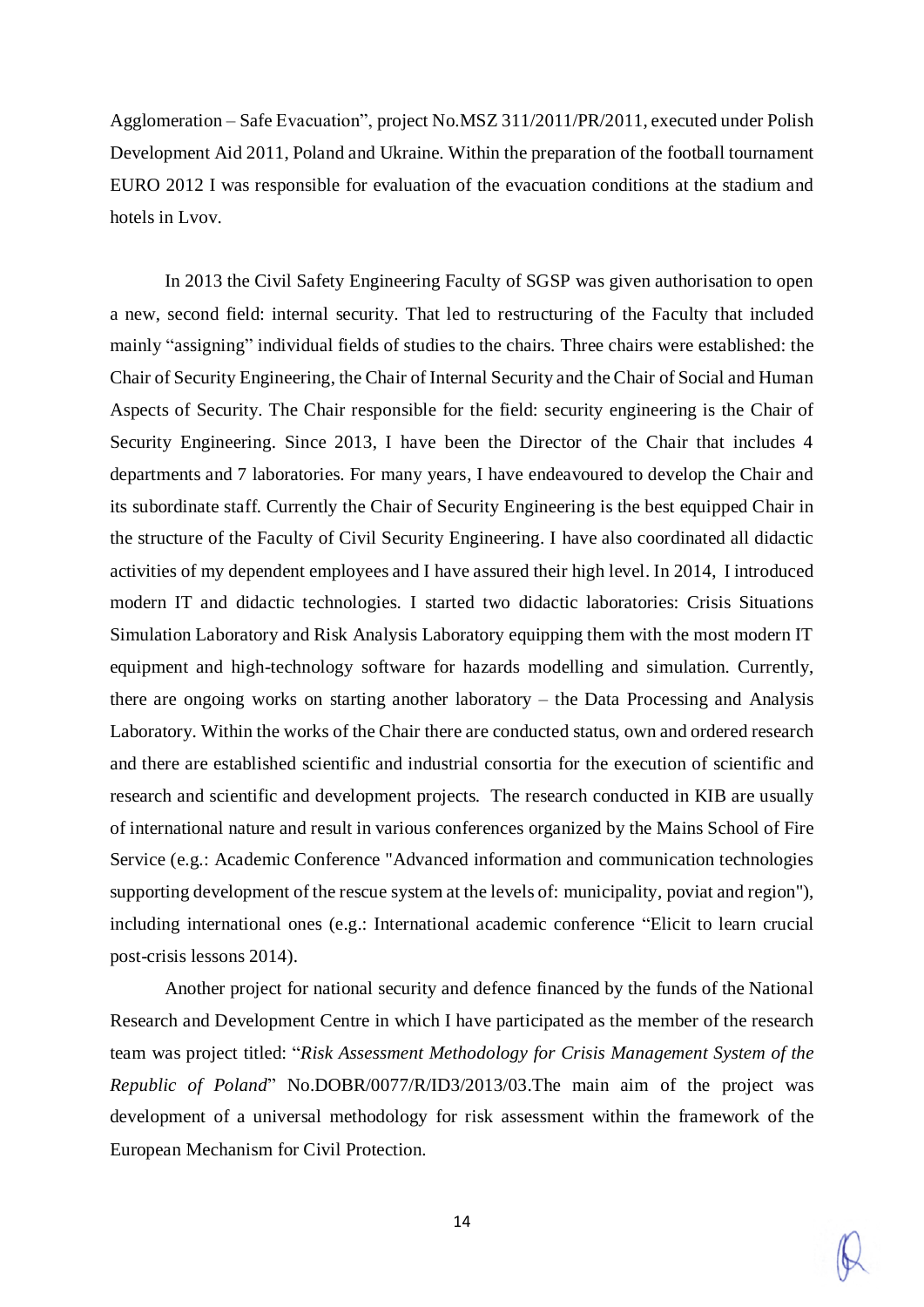Agglomeration – Safe Evacuation", project No.MSZ 311/2011/PR/2011, executed under Polish Development Aid 2011, Poland and Ukraine. Within the preparation of the football tournament EURO 2012 I was responsible for evaluation of the evacuation conditions at the stadium and hotels in Lvov.

In 2013 the Civil Safety Engineering Faculty of SGSP was given authorisation to open a new, second field: internal security. That led to restructuring of the Faculty that included mainly "assigning" individual fields of studies to the chairs. Three chairs were established: the Chair of Security Engineering, the Chair of Internal Security and the Chair of Social and Human Aspects of Security. The Chair responsible for the field: security engineering is the Chair of Security Engineering. Since 2013, I have been the Director of the Chair that includes 4 departments and 7 laboratories. For many years, I have endeavoured to develop the Chair and its subordinate staff. Currently the Chair of Security Engineering is the best equipped Chair in the structure of the Faculty of Civil Security Engineering. I have also coordinated all didactic activities of my dependent employees and I have assured their high level. In 2014, I introduced modern IT and didactic technologies. I started two didactic laboratories: Crisis Situations Simulation Laboratory and Risk Analysis Laboratory equipping them with the most modern IT equipment and high-technology software for hazards modelling and simulation. Currently, there are ongoing works on starting another laboratory – the Data Processing and Analysis Laboratory. Within the works of the Chair there are conducted status, own and ordered research and there are established scientific and industrial consortia for the execution of scientific and research and scientific and development projects. The research conducted in KIB are usually of international nature and result in various conferences organized by the Mains School of Fire Service (e.g.: Academic Conference "Advanced information and communication technologies supporting development of the rescue system at the levels of: municipality, poviat and region"), including international ones (e.g.: International academic conference "Elicit to learn crucial post-crisis lessons 2014).

Another project for national security and defence financed by the funds of the National Research and Development Centre in which I have participated as the member of the research team was project titled: "*Risk Assessment Methodology for Crisis Management System of the Republic of Poland*" No.DOBR/0077/R/ID3/2013/03.The main aim of the project was development of a universal methodology for risk assessment within the framework of the European Mechanism for Civil Protection.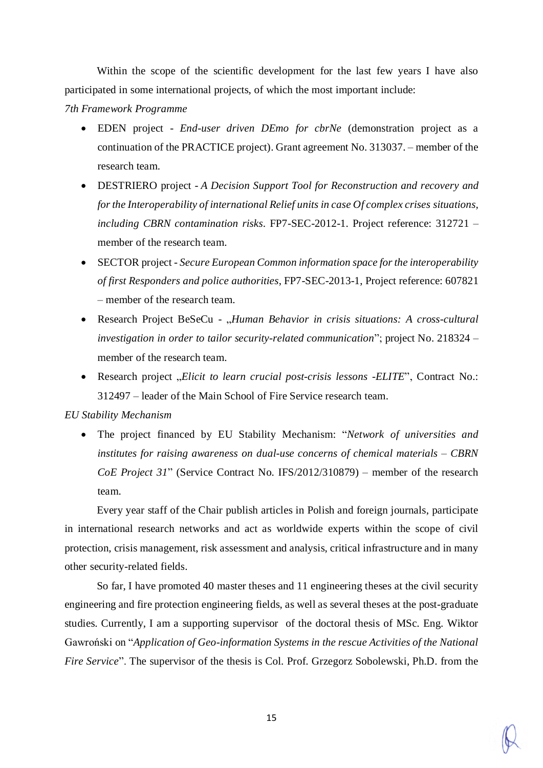Within the scope of the scientific development for the last few years I have also participated in some international projects, of which the most important include:

*7th Framework Programme*

- EDEN project - *End-user driven DEmo for cbrNe* (demonstration project as a continuation of the PRACTICE project). Grant agreement No. 313037. – member of the research team.
- DESTRIERO project - *A Decision Support Tool for Reconstruction and recovery and for the Interoperability of international Relief units in case Of complex crises situations, including CBRN contamination risks*. FP7-SEC-2012-1. Project reference: 312721 – member of the research team.
- SECTOR project - *Secure European Common information space for the interoperability of first Responders and police authorities*, FP7-SEC-2013-1, Project reference: 607821 – member of the research team.
- Research Project BeSeCu - „*Human Behavior in crisis situations: A cross-cultural investigation in order to tailor security-related communication*"; project No. 218324 – member of the research team.
- Research project „*Elicit to learn crucial post-crisis lessons -ELITE*", Contract No.: 312497 – leader of the Main School of Fire Service research team.

*EU Stability Mechanism*

- The project financed by EU Stability Mechanism: "*Network of universities and institutes for raising awareness on dual-use concerns of chemical materials – CBRN CoE Project 31*" (Service Contract No. IFS/2012/310879) – member of the research team.

Every year staff of the Chair publish articles in Polish and foreign journals, participate in international research networks and act as worldwide experts within the scope of civil protection, crisis management, risk assessment and analysis, critical infrastructure and in many other security-related fields.

So far, I have promoted 40 master theses and 11 engineering theses at the civil security engineering and fire protection engineering fields, as well as several theses at the post-graduate studies. Currently, I am a supporting supervisor of the doctoral thesis of MSc. Eng. Wiktor Gawroński on "*Application of Geo-information Systems in the rescue Activities of the National Fire Service*". The supervisor of the thesis is Col. Prof. Grzegorz Sobolewski, Ph.D. from the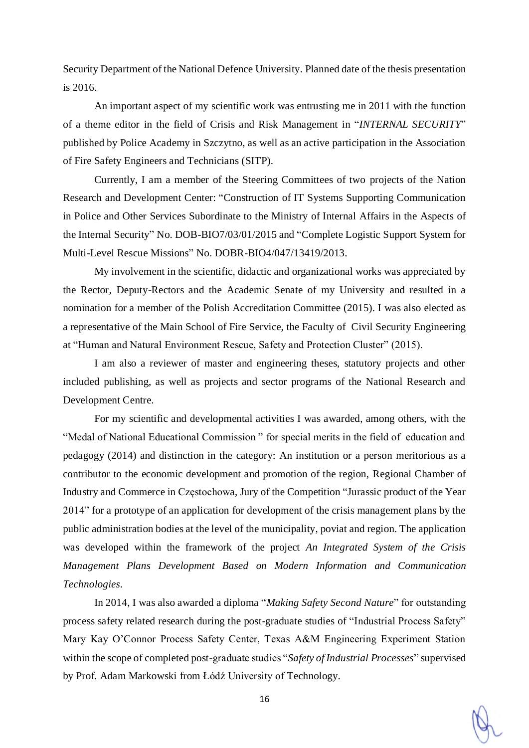Security Department of the National Defence University. Planned date of the thesis presentation is 2016.

An important aspect of my scientific work was entrusting me in 2011 with the function of a theme editor in the field of Crisis and Risk Management in "*INTERNAL SECURITY*" published by Police Academy in Szczytno, as well as an active participation in the Association of Fire Safety Engineers and Technicians (SITP).

Currently, I am a member of the Steering Committees of two projects of the Nation Research and Development Center: "Construction of IT Systems Supporting Communication in Police and Other Services Subordinate to the Ministry of Internal Affairs in the Aspects of the Internal Security" No. DOB-BIO7/03/01/2015 and "Complete Logistic Support System for Multi-Level Rescue Missions" No. DOBR-BIO4/047/13419/2013.

My involvement in the scientific, didactic and organizational works was appreciated by the Rector, Deputy-Rectors and the Academic Senate of my University and resulted in a nomination for a member of the Polish Accreditation Committee (2015). I was also elected as a representative of the Main School of Fire Service, the Faculty of Civil Security Engineering at "Human and Natural Environment Rescue, Safety and Protection Cluster" (2015).

I am also a reviewer of master and engineering theses, statutory projects and other included publishing, as well as projects and sector programs of the National Research and Development Centre.

For my scientific and developmental activities I was awarded, among others, with the "Medal of National Educational Commission " for special merits in the field of education and pedagogy (2014) and distinction in the category: An institution or a person meritorious as a contributor to the economic development and promotion of the region, Regional Chamber of Industry and Commerce in Częstochowa, Jury of the Competition "Jurassic product of the Year 2014" for a prototype of an application for development of the crisis management plans by the public administration bodies at the level of the municipality, poviat and region. The application was developed within the framework of the project *An Integrated System of the Crisis Management Plans Development Based on Modern Information and Communication Technologies*.

In 2014, I was also awarded a diploma "*Making Safety Second Nature*" for outstanding process safety related research during the post-graduate studies of "Industrial Process Safety" Mary Kay O'Connor Process Safety Center, Texas A&M Engineering Experiment Station within the scope of completed post-graduate studies "*Safety of Industrial Processes*" supervised by Prof. Adam Markowski from Łódź University of Technology.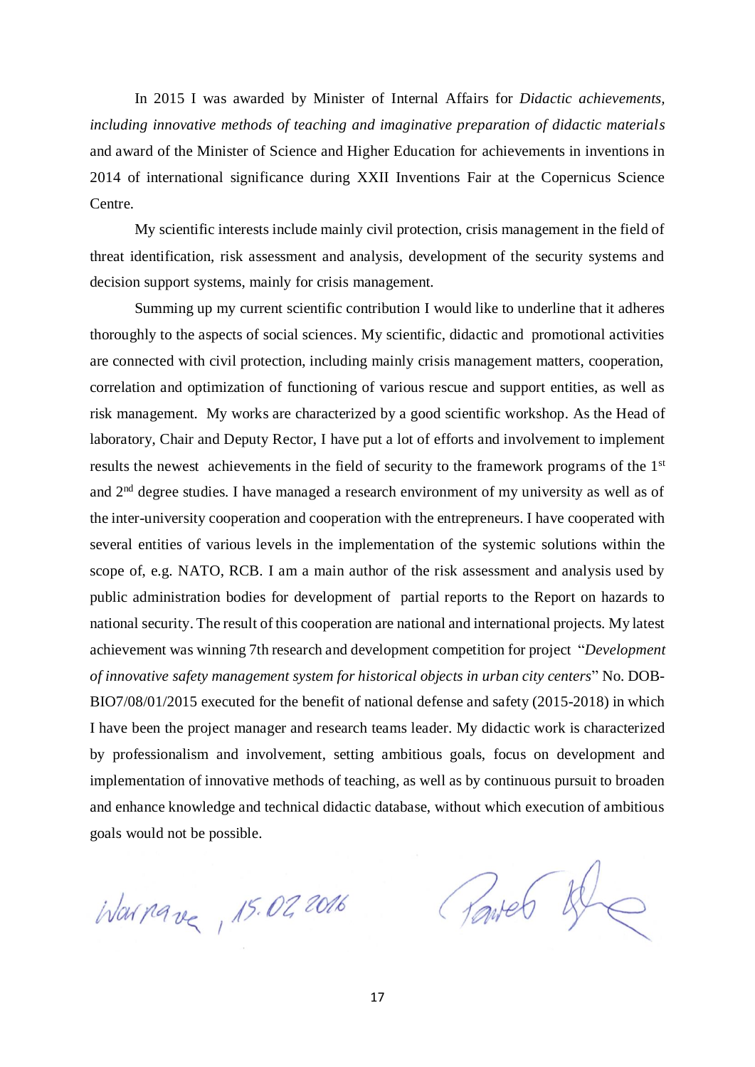In 2015 I was awarded by Minister of Internal Affairs for *Didactic achievements, including innovative methods of teaching and imaginative preparation of didactic materials* and award of the Minister of Science and Higher Education for achievements in inventions in 2014 of international significance during XXII Inventions Fair at the Copernicus Science Centre.

My scientific interests include mainly civil protection, crisis management in the field of threat identification, risk assessment and analysis, development of the security systems and decision support systems, mainly for crisis management.

Summing up my current scientific contribution I would like to underline that it adheres thoroughly to the aspects of social sciences. My scientific, didactic and promotional activities are connected with civil protection, including mainly crisis management matters, cooperation, correlation and optimization of functioning of various rescue and support entities, as well as risk management. My works are characterized by a good scientific workshop. As the Head of laboratory, Chair and Deputy Rector, I have put a lot of efforts and involvement to implement results the newest achievements in the field of security to the framework programs of the 1st and 2nd degree studies. I have managed a research environment of my university as well as of the inter-university cooperation and cooperation with the entrepreneurs. I have cooperated with several entities of various levels in the implementation of the systemic solutions within the scope of, e.g. NATO, RCB. I am a main author of the risk assessment and analysis used by public administration bodies for development of partial reports to the Report on hazards to national security. The result of this cooperation are national and international projects. My latest achievement was winning 7th research and development competition for project "*Development of innovative safety management system for historical objects in urban city centers*" No. DOB-BIO7/08/01/2015 executed for the benefit of national defense and safety (2015-2018) in which I have been the project manager and research teams leader. My didactic work is characterized by professionalism and involvement, setting ambitious goals, focus on development and implementation of innovative methods of teaching, as well as by continuous pursuit to broaden and enhance knowledge and technical didactic database, without which execution of ambitious goals would not be possible.

Warsaw, 15.02.2016

Paweł [signature]